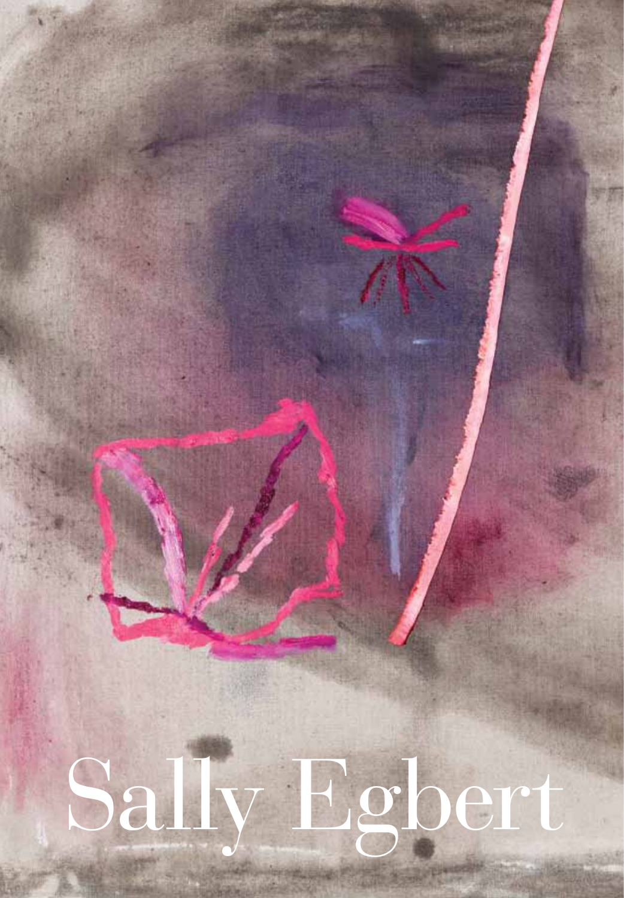# Sally Egbert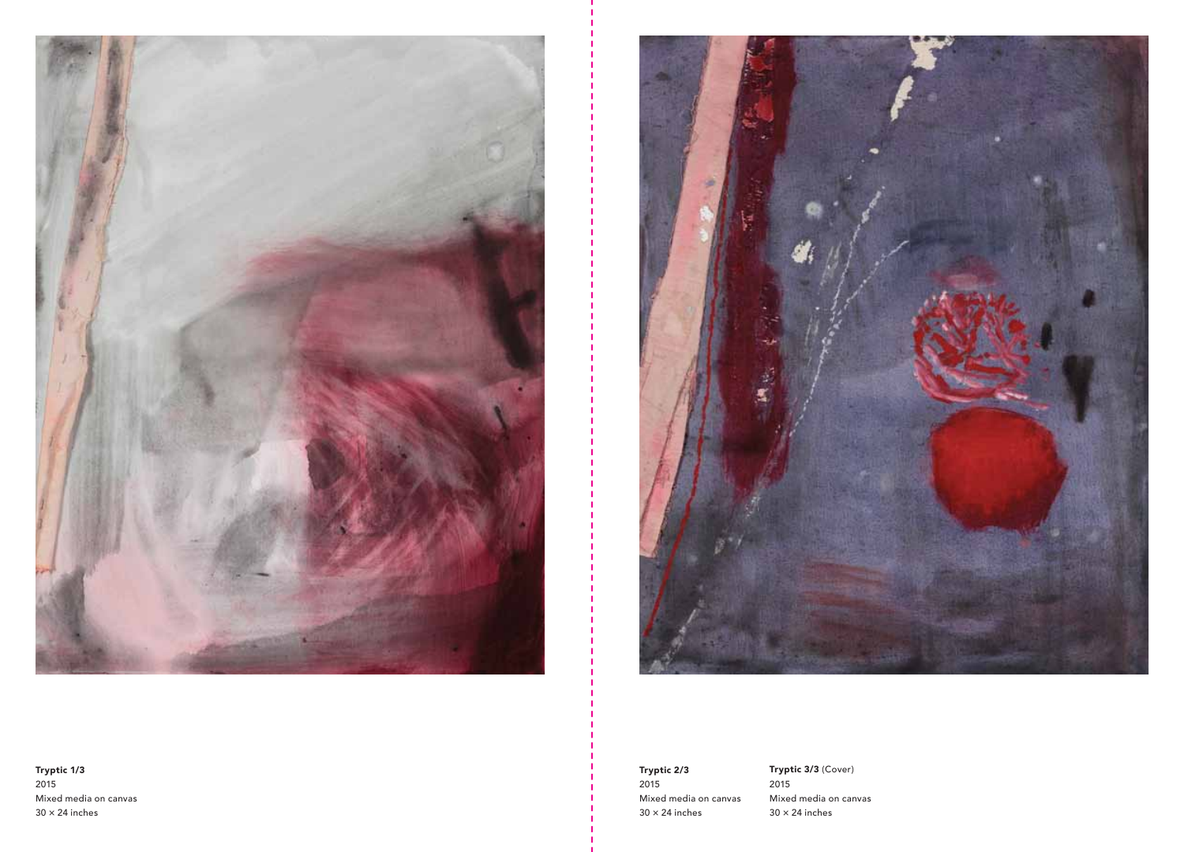**Tryptic 1/3**
2015
Mixed media on canvas
30 × 24 inches

**Tryptic 2/3**
2015
Mixed media on canvas
30 × 24 inches

**Tryptic 3/3** (Cover)
2015
Mixed media on canvas
30 × 24 inches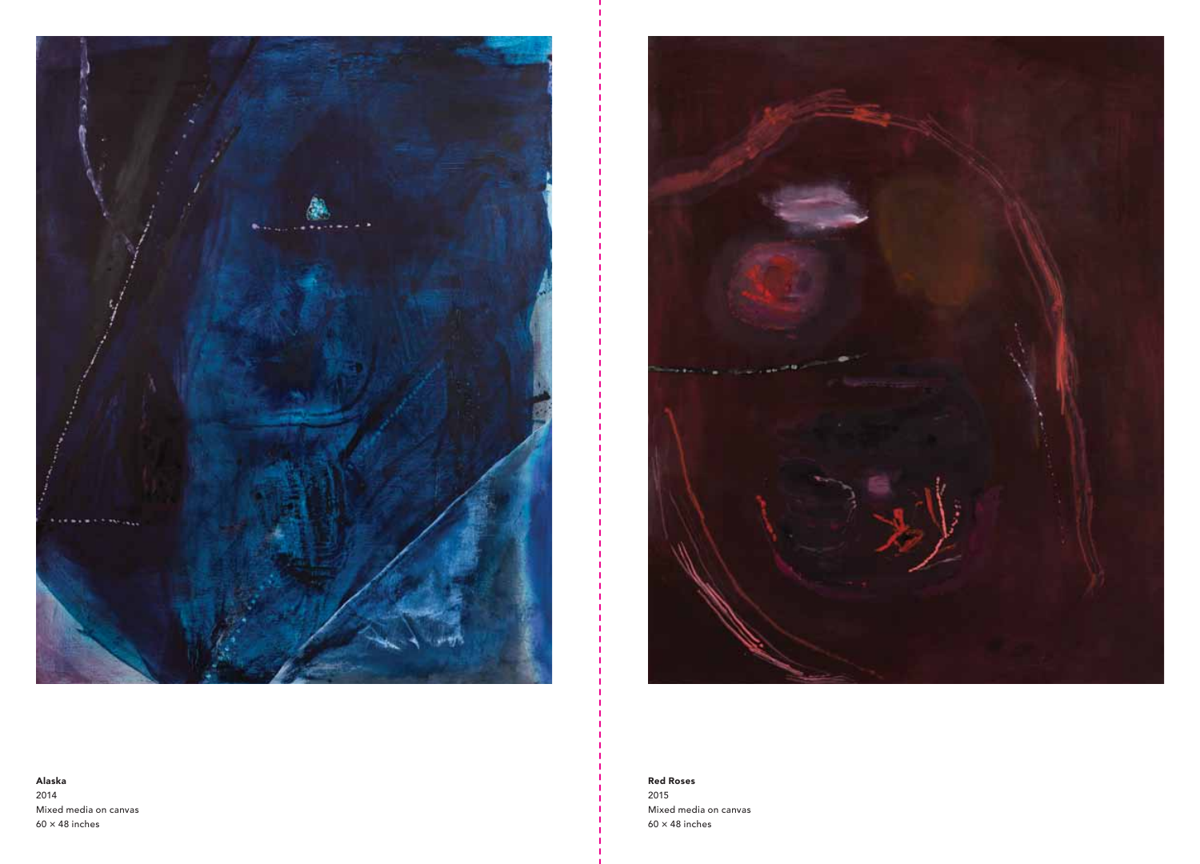**Alaska**
2014
Mixed media on canvas
60 × 48 inches

**Red Roses**
2015
Mixed media on canvas
60 × 48 inches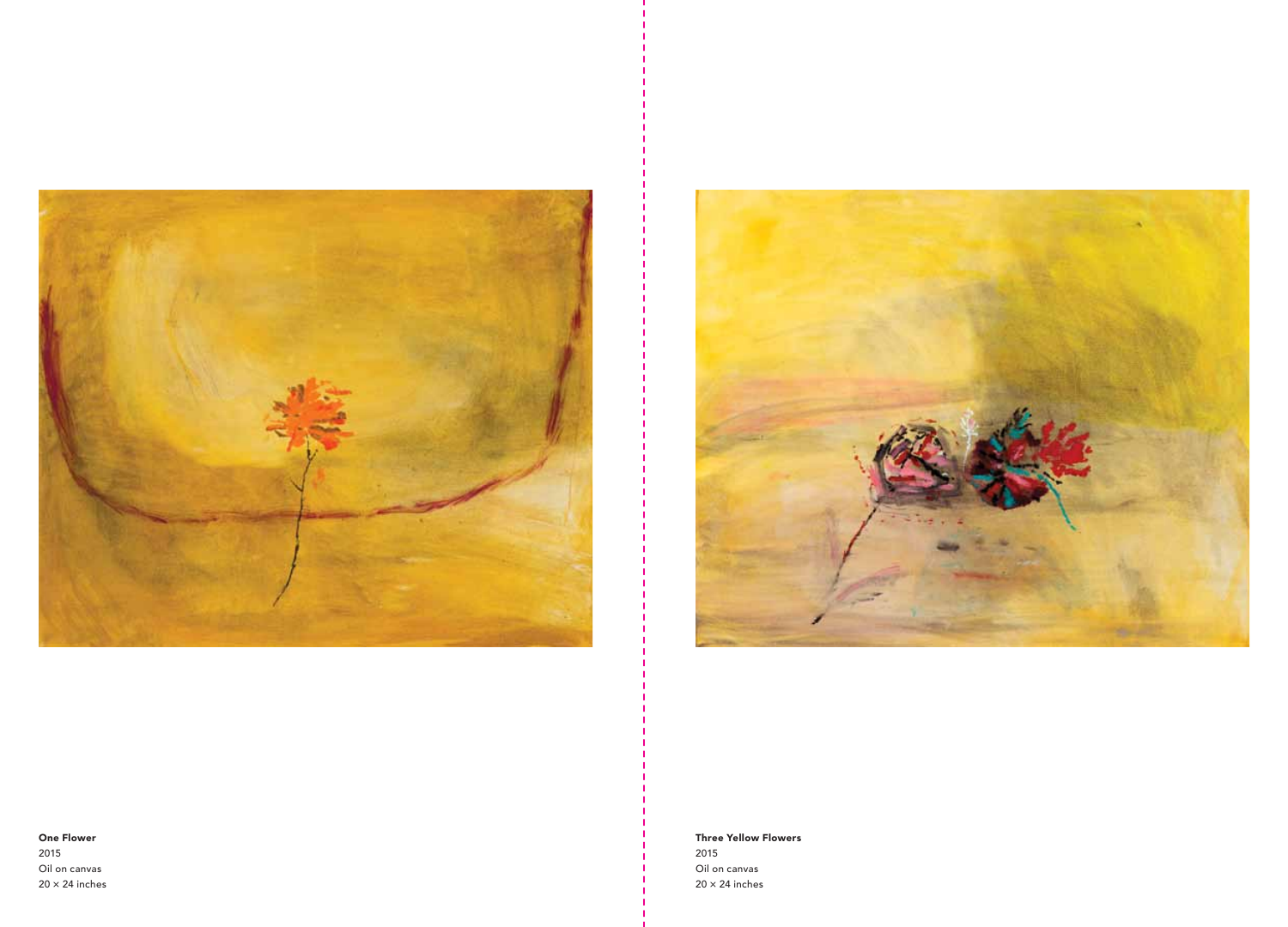**One Flower**
2015
Oil on canvas
20 × 24 inches

**Three Yellow Flowers**
2015
Oil on canvas
20 × 24 inches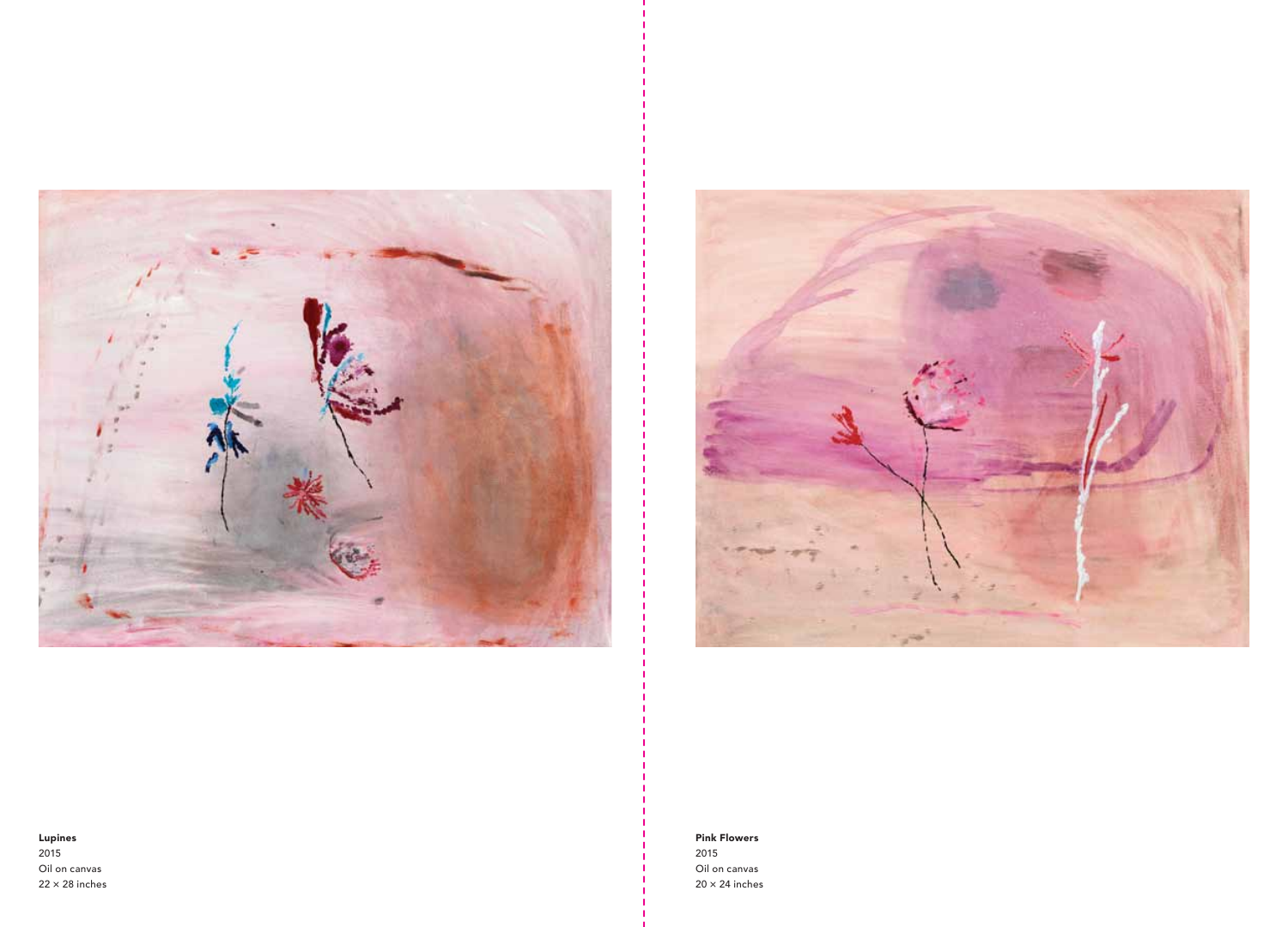**Lupines**
2015
Oil on canvas
22 × 28 inches

**Pink Flowers**
2015
Oil on canvas
20 × 24 inches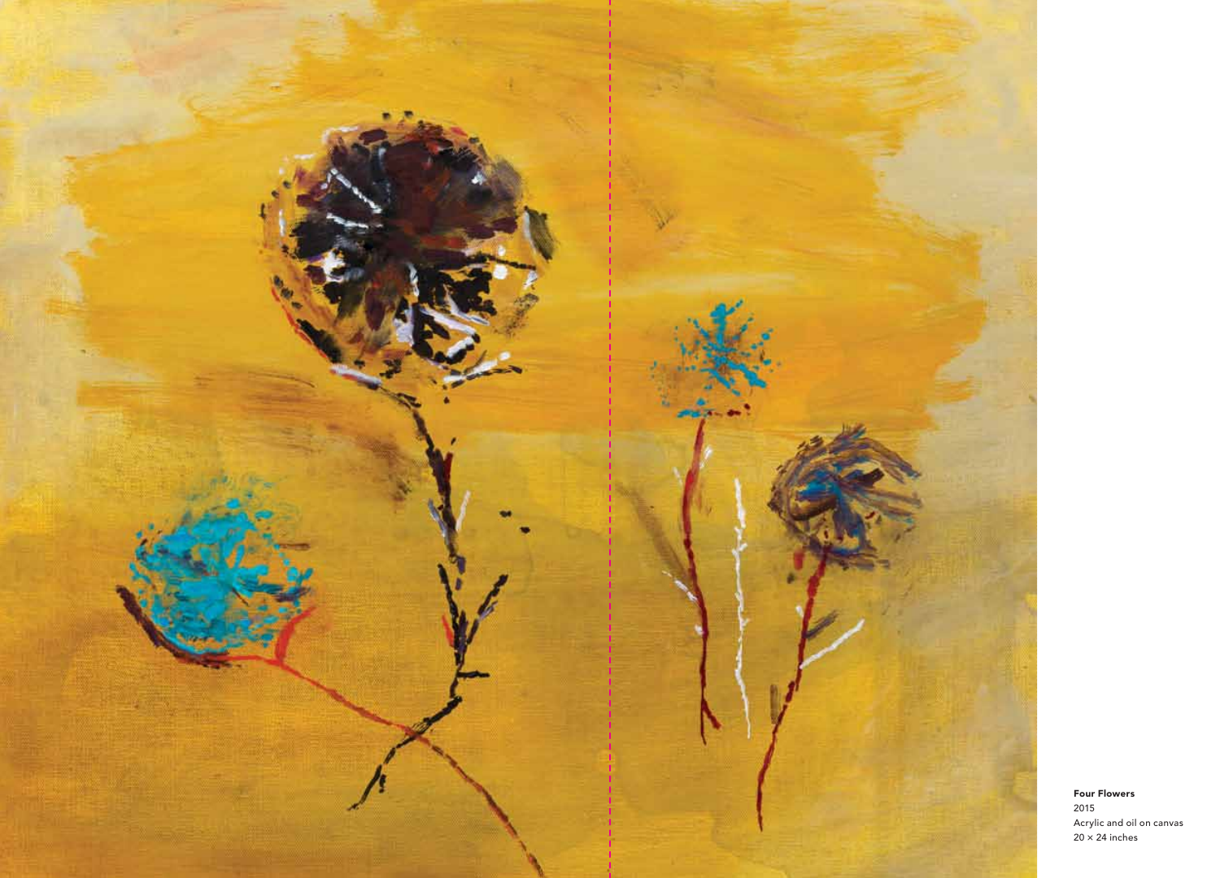**Four Flowers**
2015
Acrylic and oil on canvas
20 × 24 inches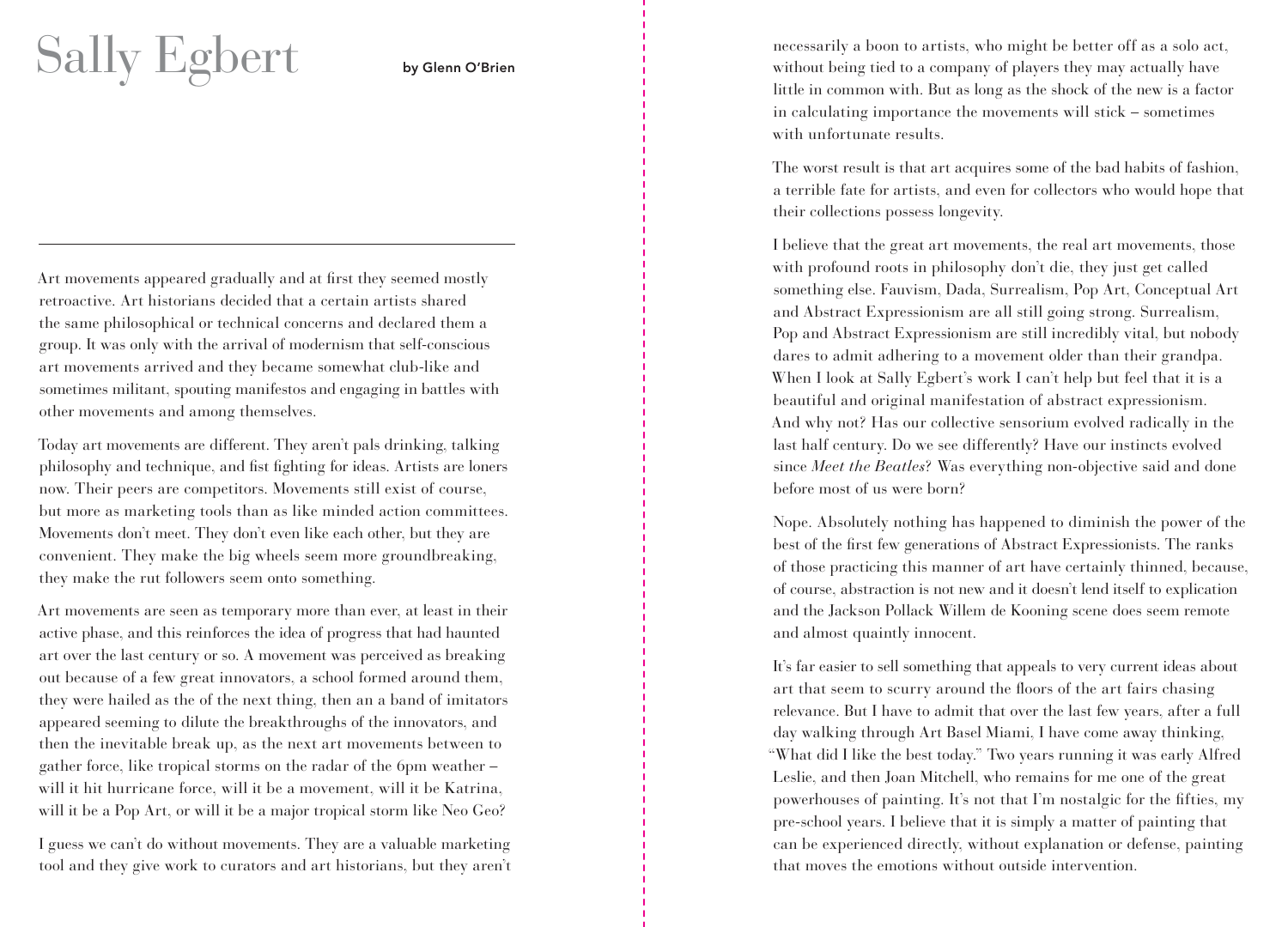# Sally Egbert

**by Glenn O'Brien**

---

Art movements appeared gradually and at first they seemed mostly retroactive. Art historians decided that a certain artists shared the same philosophical or technical concerns and declared them a group. It was only with the arrival of modernism that self-conscious art movements arrived and they became somewhat club-like and sometimes militant, spouting manifestos and engaging in battles with other movements and among themselves.

Today art movements are different. They aren't pals drinking, talking philosophy and technique, and fist fighting for ideas. Artists are loners now. Their peers are competitors. Movements still exist of course, but more as marketing tools than as like minded action committees. Movements don't meet. They don't even like each other, but they are convenient. They make the big wheels seem more groundbreaking, they make the rut followers seem onto something.

Art movements are seen as temporary more than ever, at least in their active phase, and this reinforces the idea of progress that had haunted art over the last century or so. A movement was perceived as breaking out because of a few great innovators, a school formed around them, they were hailed as the of the next thing, then an a band of imitators appeared seeming to dilute the breakthroughs of the innovators, and then the inevitable break up, as the next art movements between to gather force, like tropical storms on the radar of the 6pm weather – will it hit hurricane force, will it be a movement, will it be Katrina, will it be a Pop Art, or will it be a major tropical storm like Neo Geo?

I guess we can't do without movements. They are a valuable marketing tool and they give work to curators and art historians, but they aren't necessarily a boon to artists, who might be better off as a solo act, without being tied to a company of players they may actually have little in common with. But as long as the shock of the new is a factor in calculating importance the movements will stick – sometimes with unfortunate results.

The worst result is that art acquires some of the bad habits of fashion, a terrible fate for artists, and even for collectors who would hope that their collections possess longevity.

I believe that the great art movements, the real art movements, those with profound roots in philosophy don't die, they just get called something else. Fauvism, Dada, Surrealism, Pop Art, Conceptual Art and Abstract Expressionism are all still going strong. Surrealism, Pop and Abstract Expressionism are still incredibly vital, but nobody dares to admit adhering to a movement older than their grandpa. When I look at Sally Egbert's work I can't help but feel that it is a beautiful and original manifestation of abstract expressionism. And why not? Has our collective sensorium evolved radically in the last half century. Do we see differently? Have our instincts evolved since *Meet the Beatles*? Was everything non-objective said and done before most of us were born?

Nope. Absolutely nothing has happened to diminish the power of the best of the first few generations of Abstract Expressionists. The ranks of those practicing this manner of art have certainly thinned, because, of course, abstraction is not new and it doesn't lend itself to explication and the Jackson Pollack Willem de Kooning scene does seem remote and almost quaintly innocent.

It's far easier to sell something that appeals to very current ideas about art that seem to scurry around the floors of the art fairs chasing relevance. But I have to admit that over the last few years, after a full day walking through Art Basel Miami, I have come away thinking, "What did I like the best today." Two years running it was early Alfred Leslie, and then Joan Mitchell, who remains for me one of the great powerhouses of painting. It's not that I'm nostalgic for the fifties, my pre-school years. I believe that it is simply a matter of painting that can be experienced directly, without explanation or defense, painting that moves the emotions without outside intervention.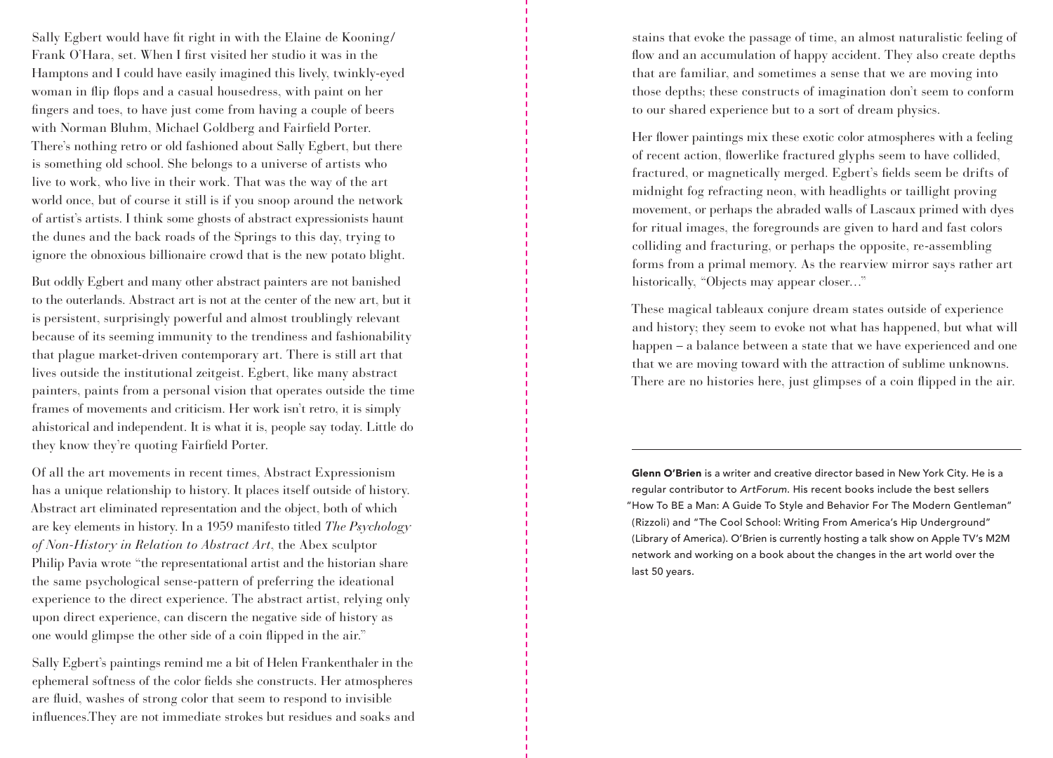Sally Egbert would have fit right in with the Elaine de Kooning/ Frank O'Hara, set. When I first visited her studio it was in the Hamptons and I could have easily imagined this lively, twinkly-eyed woman in flip flops and a casual housedress, with paint on her fingers and toes, to have just come from having a couple of beers with Norman Bluhm, Michael Goldberg and Fairfield Porter. There's nothing retro or old fashioned about Sally Egbert, but there is something old school. She belongs to a universe of artists who live to work, who live in their work. That was the way of the art world once, but of course it still is if you snoop around the network of artist's artists. I think some ghosts of abstract expressionists haunt the dunes and the back roads of the Springs to this day, trying to ignore the obnoxious billionaire crowd that is the new potato blight.

But oddly Egbert and many other abstract painters are not banished to the outerlands. Abstract art is not at the center of the new art, but it is persistent, surprisingly powerful and almost troublingly relevant because of its seeming immunity to the trendiness and fashionability that plague market-driven contemporary art. There is still art that lives outside the institutional zeitgeist. Egbert, like many abstract painters, paints from a personal vision that operates outside the time frames of movements and criticism. Her work isn't retro, it is simply ahistorical and independent. It is what it is, people say today. Little do they know they're quoting Fairfield Porter.

Of all the art movements in recent times, Abstract Expressionism has a unique relationship to history. It places itself outside of history. Abstract art eliminated representation and the object, both of which are key elements in history. In a 1959 manifesto titled *The Psychology of Non-History in Relation to Abstract Art*, the Abex sculptor Philip Pavia wrote "the representational artist and the historian share the same psychological sense-pattern of preferring the ideational experience to the direct experience. The abstract artist, relying only upon direct experience, can discern the negative side of history as one would glimpse the other side of a coin flipped in the air."

Sally Egbert's paintings remind me a bit of Helen Frankenthaler in the ephemeral softness of the color fields she constructs. Her atmospheres are fluid, washes of strong color that seem to respond to invisible influences.They are not immediate strokes but residues and soaks and stains that evoke the passage of time, an almost naturalistic feeling of flow and an accumulation of happy accident. They also create depths that are familiar, and sometimes a sense that we are moving into those depths; these constructs of imagination don't seem to conform to our shared experience but to a sort of dream physics.

Her flower paintings mix these exotic color atmospheres with a feeling of recent action, flowerlike fractured glyphs seem to have collided, fractured, or magnetically merged. Egbert's fields seem be drifts of midnight fog refracting neon, with headlights or taillight proving movement, or perhaps the abraded walls of Lascaux primed with dyes for ritual images, the foregrounds are given to hard and fast colors colliding and fracturing, or perhaps the opposite, re-assembling forms from a primal memory. As the rearview mirror says rather art historically, "Objects may appear closer…"

These magical tableaux conjure dream states outside of experience and history; they seem to evoke not what has happened, but what will happen – a balance between a state that we have experienced and one that we are moving toward with the attraction of sublime unknowns. There are no histories here, just glimpses of a coin flipped in the air.

---

**Glenn O'Brien** is a writer and creative director based in New York City. He is a regular contributor to *ArtForum*. His recent books include the best sellers "How To BE a Man: A Guide To Style and Behavior For The Modern Gentleman" (Rizzoli) and "The Cool School: Writing From America's Hip Underground" (Library of America). O'Brien is currently hosting a talk show on Apple TV's M2M network and working on a book about the changes in the art world over the last 50 years.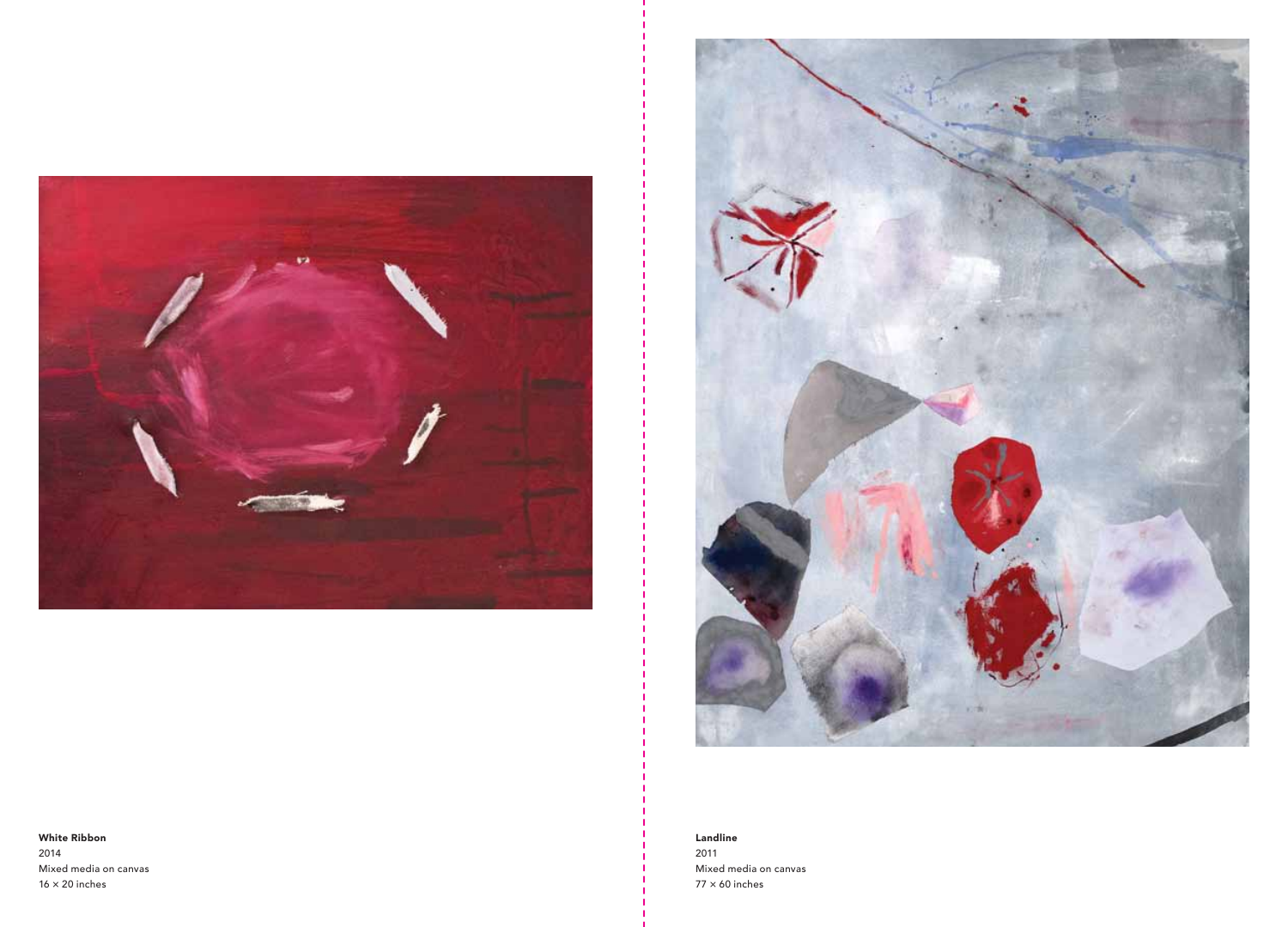**White Ribbon**
2014
Mixed media on canvas
16 × 20 inches

**Landline**
2011
Mixed media on canvas
77 × 60 inches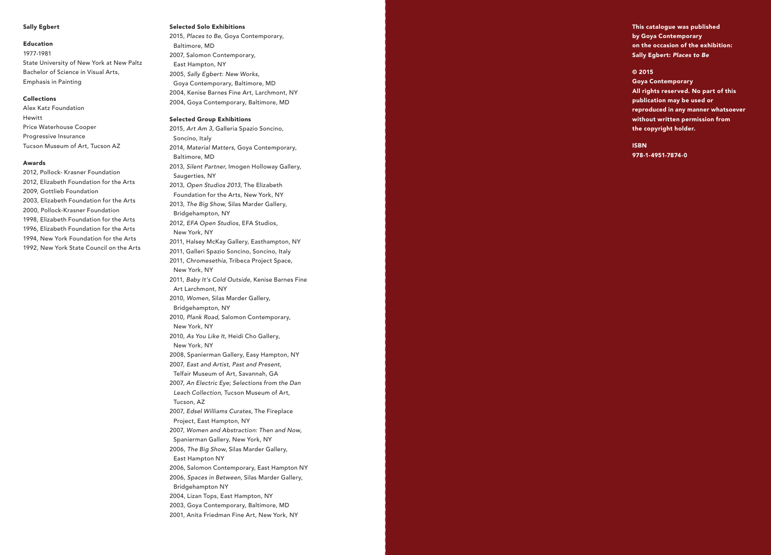## Sally Egbert

### Education

1977-1981
State University of New York at New Paltz
Bachelor of Science in Visual Arts,
Emphasis in Painting

### Collections

Alex Katz Foundation
Hewitt
Price Waterhouse Cooper
Progressive Insurance
Tucson Museum of Art, Tucson AZ

### Awards

2012, Pollock- Krasner Foundation
2012, Elizabeth Foundation for the Arts
2009, Gottlieb Foundation
2003, Elizabeth Foundation for the Arts
2000, Pollock-Krasner Foundation
1998, Elizabeth Foundation for the Arts
1996, Elizabeth Foundation for the Arts
1994, New York Foundation for the Arts
1992, New York State Council on the Arts

### Selected Solo Exhibitions

2015, *Places to Be*, Goya Contemporary, Baltimore, MD
2007, Salomon Contemporary, East Hampton, NY
2005, *Sally Egbert: New Works*, Goya Contemporary, Baltimore, MD
2004, Kenise Barnes Fine Art, Larchmont, NY
2004, Goya Contemporary, Baltimore, MD

### Selected Group Exhibitions

2015, *Art Am 3*, Galleria Spazio Soncino, Soncino, Italy
2014, *Material Matters*, Goya Contemporary, Baltimore, MD
2013, *Silent Partner*, Imogen Holloway Gallery, Saugerties, NY
2013, *Open Studios 2013*, The Elizabeth Foundation for the Arts, New York, NY
2013, *The Big Show*, Silas Marder Gallery, Bridgehampton, NY
2012, *EFA Open Studios*, EFA Studios, New York, NY
2011, Halsey McKay Gallery, Easthampton, NY
2011, Galleri Spazio Soncino, Soncino, Italy
2011, *Chromesethia*, Tribeca Project Space, New York, NY
2011, *Baby It's Cold Outside*, Kenise Barnes Fine Art Larchmont, NY
2010, *Women*, Silas Marder Gallery, Bridgehampton, NY
2010, *Plank Road*, Salomon Contemporary, New York, NY
2010, *As You Like It*, Heidi Cho Gallery, New York, NY
2008, Spanierman Gallery, Easy Hampton, NY
2007, *East and Artist, Past and Present*, Telfair Museum of Art, Savannah, GA
2007, *An Electric Eye; Selections from the Dan Leach Collection*, Tucson Museum of Art, Tucson, AZ
2007, *Edsel Williams Curates*, The Fireplace Project, East Hampton, NY
2007, *Women and Abstraction: Then and Now*, Spanierman Gallery, New York, NY
2006, *The Big Show*, Silas Marder Gallery, East Hampton NY
2006, Salomon Contemporary, East Hampton NY
2006, *Spaces in Between*, Silas Marder Gallery, Bridgehampton NY
2004, Lizan Tops, East Hampton, NY
2003, Goya Contemporary, Baltimore, MD
2001, Anita Friedman Fine Art, New York, NY

**This catalogue was published by Goya Contemporary on the occasion of the exhibition: Sally Egbert: *Places to Be***

**© 2015**
**Goya Contemporary**
**All rights reserved. No part of this publication may be used or reproduced in any manner whatsoever without written permission from the copyright holder.**

**ISBN**
**978-1-4951-7874-0**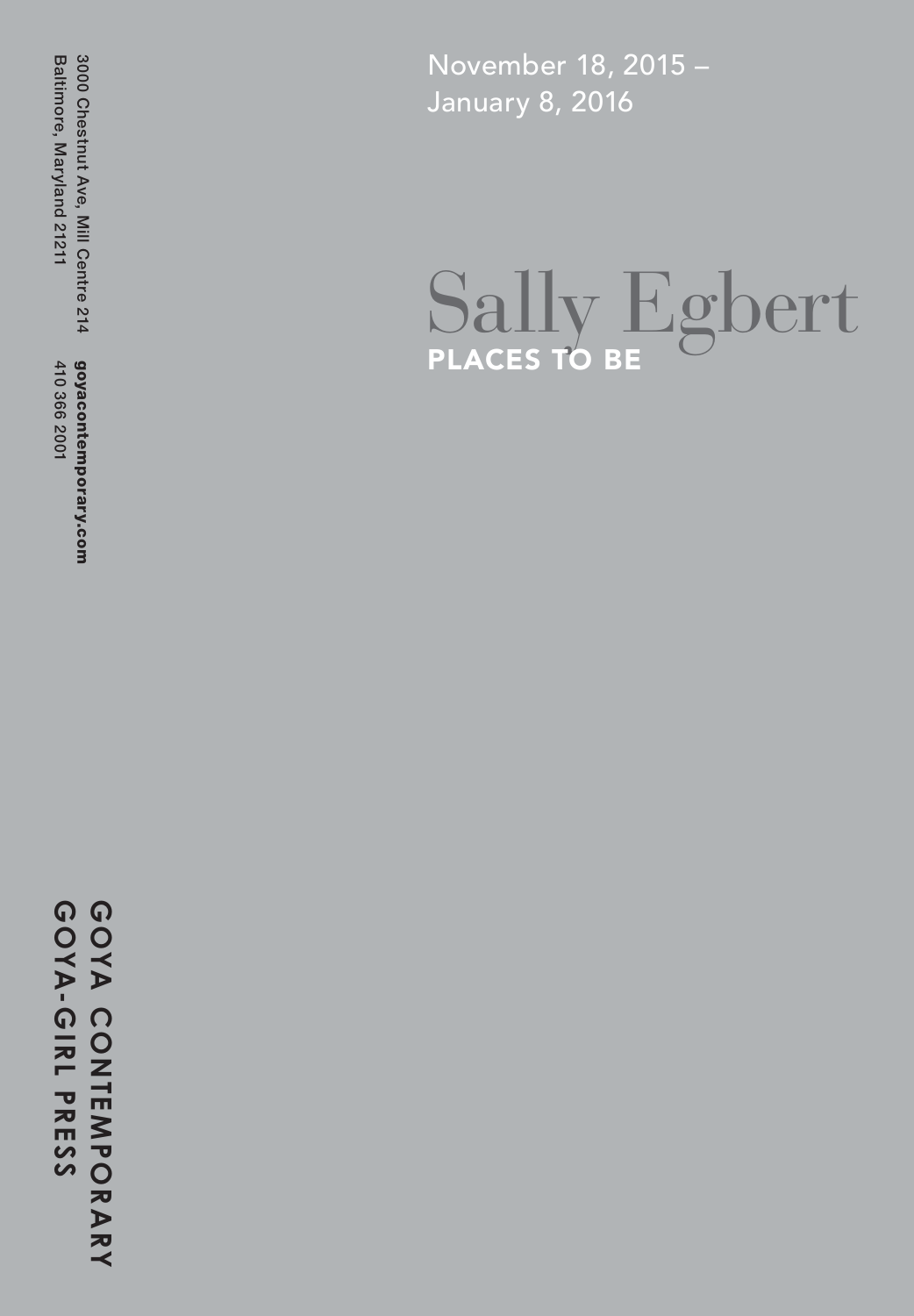November 18, 2015 –
January 8, 2016

# Sally Egbert

## PLACES TO BE

3000 Chestnut Ave, Mill Centre 214
Baltimore, Maryland 21211

**goyacontemporary.com**
410 366 2001

GOYA CONTEMPORARY
GOYA-GIRL PRESS